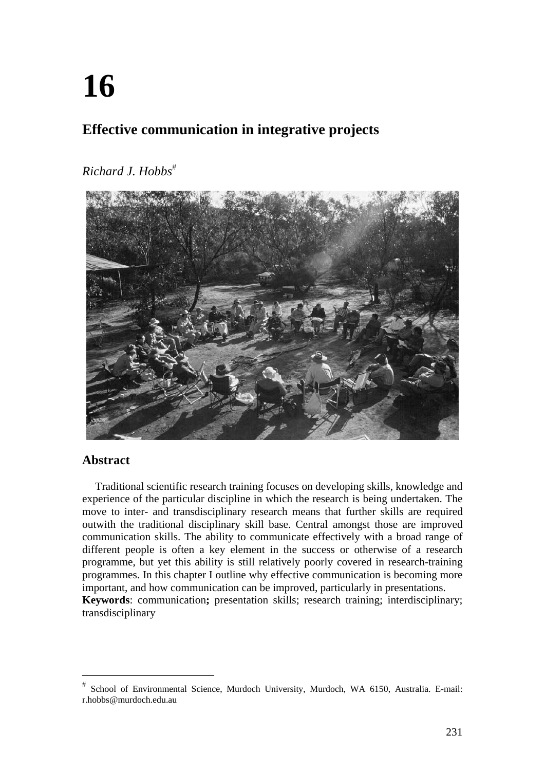# 16

## Effective communication in integrative projects

*Richard J. Hobbs*[#]

## Abstract

Traditional scientific research training focuses on developing skills, knowledge and experience of the particular discipline in which the research is being undertaken. The move to inter- and transdisciplinary research means that further skills are required outwith the traditional disciplinary skill base. Central amongst those are improved communication skills. The ability to communicate effectively with a broad range of different people is often a key element in the success or otherwise of a research programme, but yet this ability is still relatively poorly covered in research-training programmes. In this chapter I outline why effective communication is becoming more important, and how communication can be improved, particularly in presentations.

**Keywords**: communication**;** presentation skills; research training; interdisciplinary; transdisciplinary

[#] School of Environmental Science, Murdoch University, Murdoch, WA 6150, Australia. E-mail: r.hobbs@murdoch.edu.au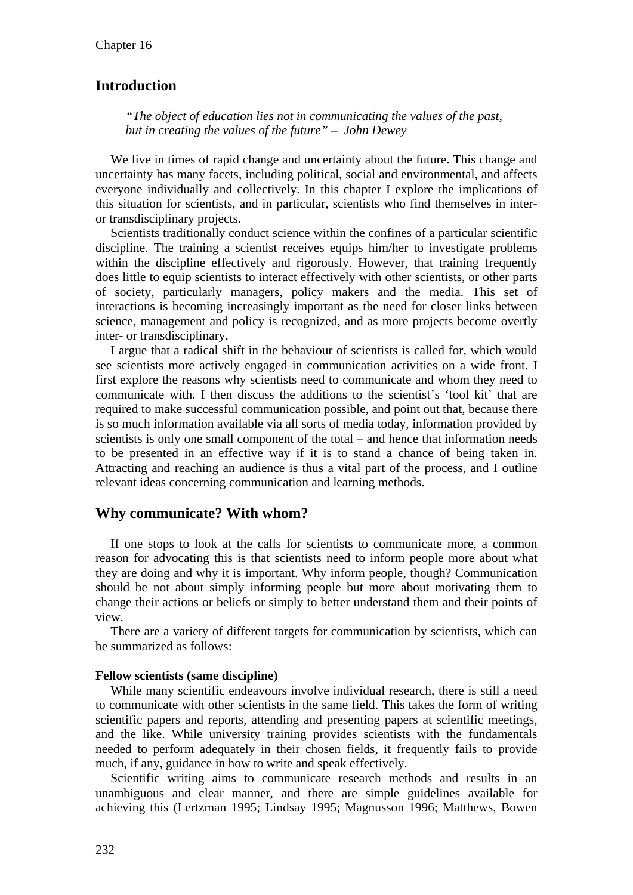## Introduction

> *"The object of education lies not in communicating the values of the past, but in creating the values of the future" – John Dewey*

We live in times of rapid change and uncertainty about the future. This change and uncertainty has many facets, including political, social and environmental, and affects everyone individually and collectively. In this chapter I explore the implications of this situation for scientists, and in particular, scientists who find themselves in inter- or transdisciplinary projects.

Scientists traditionally conduct science within the confines of a particular scientific discipline. The training a scientist receives equips him/her to investigate problems within the discipline effectively and rigorously. However, that training frequently does little to equip scientists to interact effectively with other scientists, or other parts of society, particularly managers, policy makers and the media. This set of interactions is becoming increasingly important as the need for closer links between science, management and policy is recognized, and as more projects become overtly inter- or transdisciplinary.

I argue that a radical shift in the behaviour of scientists is called for, which would see scientists more actively engaged in communication activities on a wide front. I first explore the reasons why scientists need to communicate and whom they need to communicate with. I then discuss the additions to the scientist's 'tool kit' that are required to make successful communication possible, and point out that, because there is so much information available via all sorts of media today, information provided by scientists is only one small component of the total – and hence that information needs to be presented in an effective way if it is to stand a chance of being taken in. Attracting and reaching an audience is thus a vital part of the process, and I outline relevant ideas concerning communication and learning methods.

## Why communicate? With whom?

If one stops to look at the calls for scientists to communicate more, a common reason for advocating this is that scientists need to inform people more about what they are doing and why it is important. Why inform people, though? Communication should be not about simply informing people but more about motivating them to change their actions or beliefs or simply to better understand them and their points of view.

There are a variety of different targets for communication by scientists, which can be summarized as follows:

**Fellow scientists (same discipline)**

While many scientific endeavours involve individual research, there is still a need to communicate with other scientists in the same field. This takes the form of writing scientific papers and reports, attending and presenting papers at scientific meetings, and the like. While university training provides scientists with the fundamentals needed to perform adequately in their chosen fields, it frequently fails to provide much, if any, guidance in how to write and speak effectively.

Scientific writing aims to communicate research methods and results in an unambiguous and clear manner, and there are simple guidelines available for achieving this (Lertzman 1995; Lindsay 1995; Magnusson 1996; Matthews, Bowen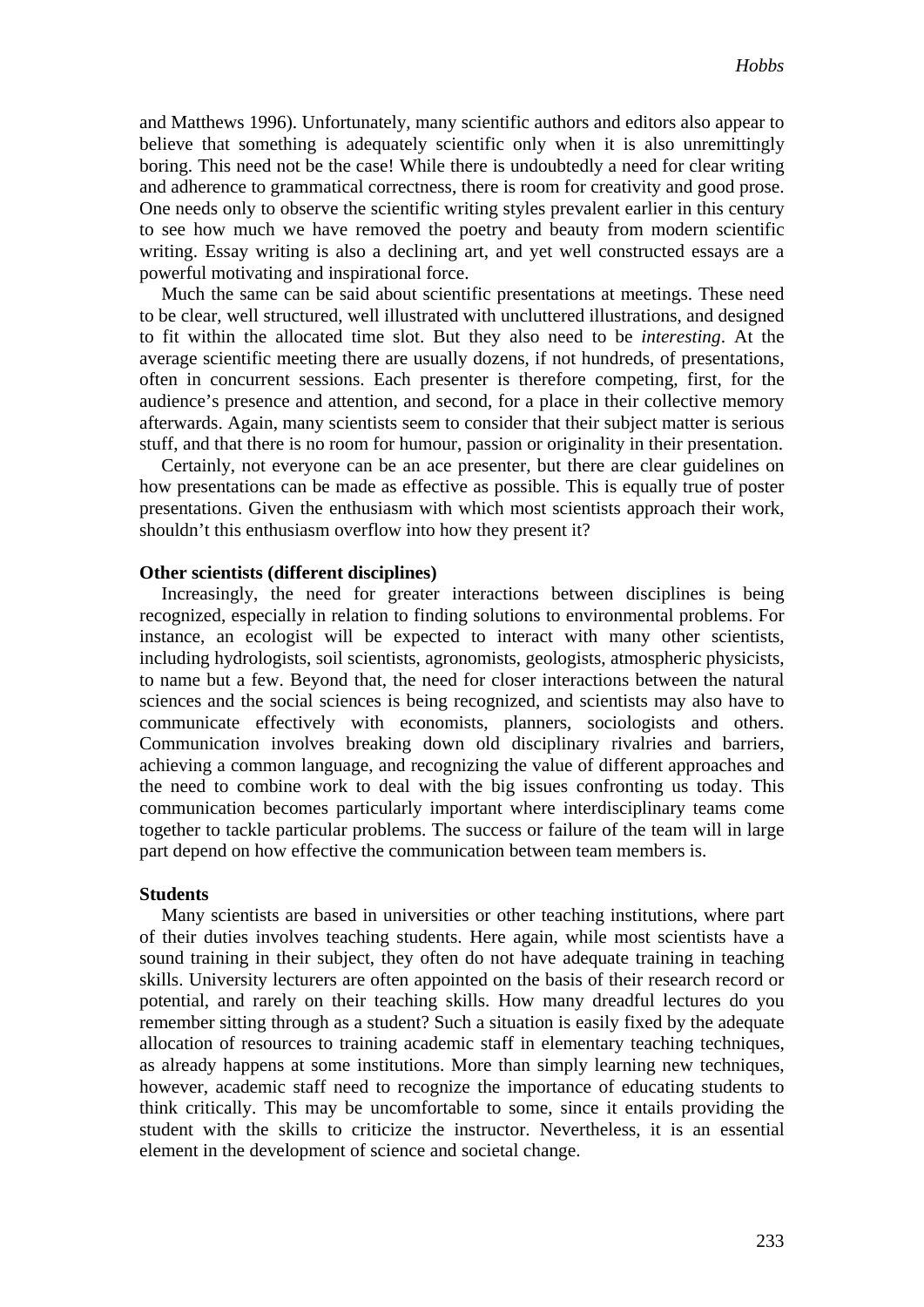and Matthews 1996). Unfortunately, many scientific authors and editors also appear to believe that something is adequately scientific only when it is also unremittingly boring. This need not be the case! While there is undoubtedly a need for clear writing and adherence to grammatical correctness, there is room for creativity and good prose. One needs only to observe the scientific writing styles prevalent earlier in this century to see how much we have removed the poetry and beauty from modern scientific writing. Essay writing is also a declining art, and yet well constructed essays are a powerful motivating and inspirational force.

Much the same can be said about scientific presentations at meetings. These need to be clear, well structured, well illustrated with uncluttered illustrations, and designed to fit within the allocated time slot. But they also need to be *interesting*. At the average scientific meeting there are usually dozens, if not hundreds, of presentations, often in concurrent sessions. Each presenter is therefore competing, first, for the audience's presence and attention, and second, for a place in their collective memory afterwards. Again, many scientists seem to consider that their subject matter is serious stuff, and that there is no room for humour, passion or originality in their presentation.

Certainly, not everyone can be an ace presenter, but there are clear guidelines on how presentations can be made as effective as possible. This is equally true of poster presentations. Given the enthusiasm with which most scientists approach their work, shouldn't this enthusiasm overflow into how they present it?

**Other scientists (different disciplines)**

Increasingly, the need for greater interactions between disciplines is being recognized, especially in relation to finding solutions to environmental problems. For instance, an ecologist will be expected to interact with many other scientists, including hydrologists, soil scientists, agronomists, geologists, atmospheric physicists, to name but a few. Beyond that, the need for closer interactions between the natural sciences and the social sciences is being recognized, and scientists may also have to communicate effectively with economists, planners, sociologists and others. Communication involves breaking down old disciplinary rivalries and barriers, achieving a common language, and recognizing the value of different approaches and the need to combine work to deal with the big issues confronting us today. This communication becomes particularly important where interdisciplinary teams come together to tackle particular problems. The success or failure of the team will in large part depend on how effective the communication between team members is.

**Students**

Many scientists are based in universities or other teaching institutions, where part of their duties involves teaching students. Here again, while most scientists have a sound training in their subject, they often do not have adequate training in teaching skills. University lecturers are often appointed on the basis of their research record or potential, and rarely on their teaching skills. How many dreadful lectures do you remember sitting through as a student? Such a situation is easily fixed by the adequate allocation of resources to training academic staff in elementary teaching techniques, as already happens at some institutions. More than simply learning new techniques, however, academic staff need to recognize the importance of educating students to think critically. This may be uncomfortable to some, since it entails providing the student with the skills to criticize the instructor. Nevertheless, it is an essential element in the development of science and societal change.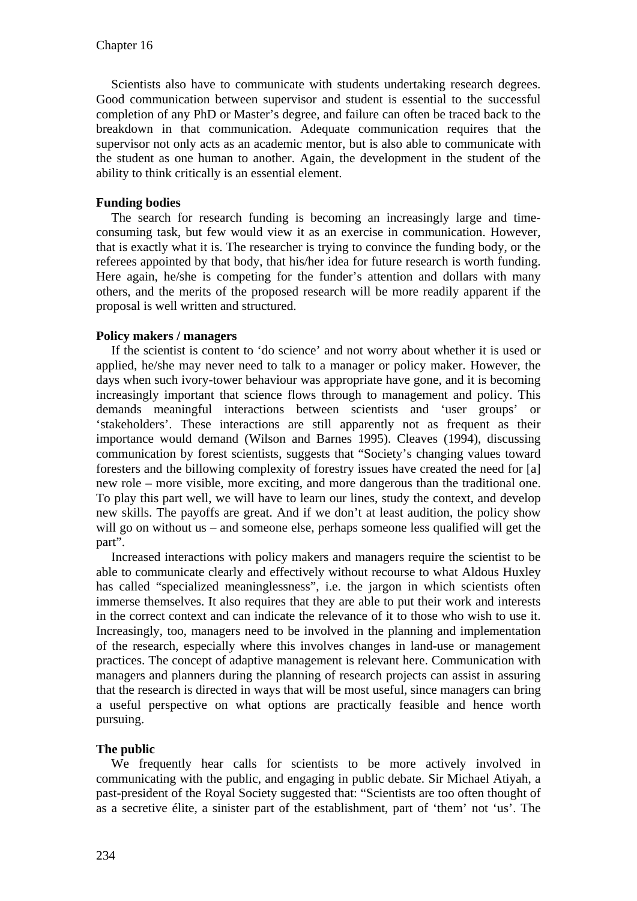Scientists also have to communicate with students undertaking research degrees. Good communication between supervisor and student is essential to the successful completion of any PhD or Master's degree, and failure can often be traced back to the breakdown in that communication. Adequate communication requires that the supervisor not only acts as an academic mentor, but is also able to communicate with the student as one human to another. Again, the development in the student of the ability to think critically is an essential element.

**Funding bodies**

The search for research funding is becoming an increasingly large and time-consuming task, but few would view it as an exercise in communication. However, that is exactly what it is. The researcher is trying to convince the funding body, or the referees appointed by that body, that his/her idea for future research is worth funding. Here again, he/she is competing for the funder's attention and dollars with many others, and the merits of the proposed research will be more readily apparent if the proposal is well written and structured.

**Policy makers / managers**

If the scientist is content to 'do science' and not worry about whether it is used or applied, he/she may never need to talk to a manager or policy maker. However, the days when such ivory-tower behaviour was appropriate have gone, and it is becoming increasingly important that science flows through to management and policy. This demands meaningful interactions between scientists and 'user groups' or 'stakeholders'. These interactions are still apparently not as frequent as their importance would demand (Wilson and Barnes 1995). Cleaves (1994), discussing communication by forest scientists, suggests that "Society's changing values toward foresters and the billowing complexity of forestry issues have created the need for [a] new role – more visible, more exciting, and more dangerous than the traditional one. To play this part well, we will have to learn our lines, study the context, and develop new skills. The payoffs are great. And if we don't at least audition, the policy show will go on without us – and someone else, perhaps someone less qualified will get the part".

Increased interactions with policy makers and managers require the scientist to be able to communicate clearly and effectively without recourse to what Aldous Huxley has called "specialized meaninglessness", i.e. the jargon in which scientists often immerse themselves. It also requires that they are able to put their work and interests in the correct context and can indicate the relevance of it to those who wish to use it. Increasingly, too, managers need to be involved in the planning and implementation of the research, especially where this involves changes in land-use or management practices. The concept of adaptive management is relevant here. Communication with managers and planners during the planning of research projects can assist in assuring that the research is directed in ways that will be most useful, since managers can bring a useful perspective on what options are practically feasible and hence worth pursuing.

**The public**

We frequently hear calls for scientists to be more actively involved in communicating with the public, and engaging in public debate. Sir Michael Atiyah, a past-president of the Royal Society suggested that: "Scientists are too often thought of as a secretive élite, a sinister part of the establishment, part of 'them' not 'us'. The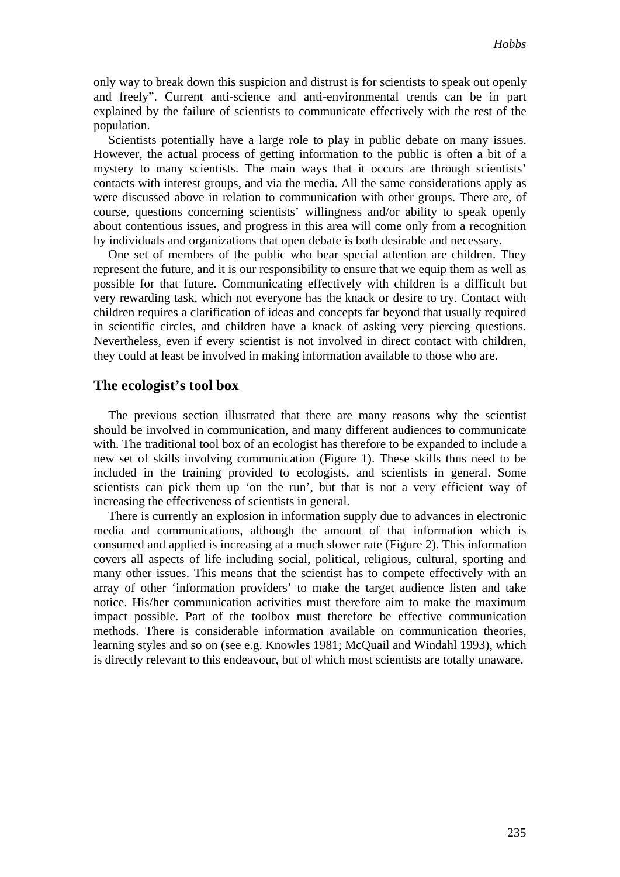only way to break down this suspicion and distrust is for scientists to speak out openly and freely". Current anti-science and anti-environmental trends can be in part explained by the failure of scientists to communicate effectively with the rest of the population.

Scientists potentially have a large role to play in public debate on many issues. However, the actual process of getting information to the public is often a bit of a mystery to many scientists. The main ways that it occurs are through scientists' contacts with interest groups, and via the media. All the same considerations apply as were discussed above in relation to communication with other groups. There are, of course, questions concerning scientists' willingness and/or ability to speak openly about contentious issues, and progress in this area will come only from a recognition by individuals and organizations that open debate is both desirable and necessary.

One set of members of the public who bear special attention are children. They represent the future, and it is our responsibility to ensure that we equip them as well as possible for that future. Communicating effectively with children is a difficult but very rewarding task, which not everyone has the knack or desire to try. Contact with children requires a clarification of ideas and concepts far beyond that usually required in scientific circles, and children have a knack of asking very piercing questions. Nevertheless, even if every scientist is not involved in direct contact with children, they could at least be involved in making information available to those who are.

## The ecologist's tool box

The previous section illustrated that there are many reasons why the scientist should be involved in communication, and many different audiences to communicate with. The traditional tool box of an ecologist has therefore to be expanded to include a new set of skills involving communication (Figure 1). These skills thus need to be included in the training provided to ecologists, and scientists in general. Some scientists can pick them up 'on the run', but that is not a very efficient way of increasing the effectiveness of scientists in general.

There is currently an explosion in information supply due to advances in electronic media and communications, although the amount of that information which is consumed and applied is increasing at a much slower rate (Figure 2). This information covers all aspects of life including social, political, religious, cultural, sporting and many other issues. This means that the scientist has to compete effectively with an array of other 'information providers' to make the target audience listen and take notice. His/her communication activities must therefore aim to make the maximum impact possible. Part of the toolbox must therefore be effective communication methods. There is considerable information available on communication theories, learning styles and so on (see e.g. Knowles 1981; McQuail and Windahl 1993), which is directly relevant to this endeavour, but of which most scientists are totally unaware.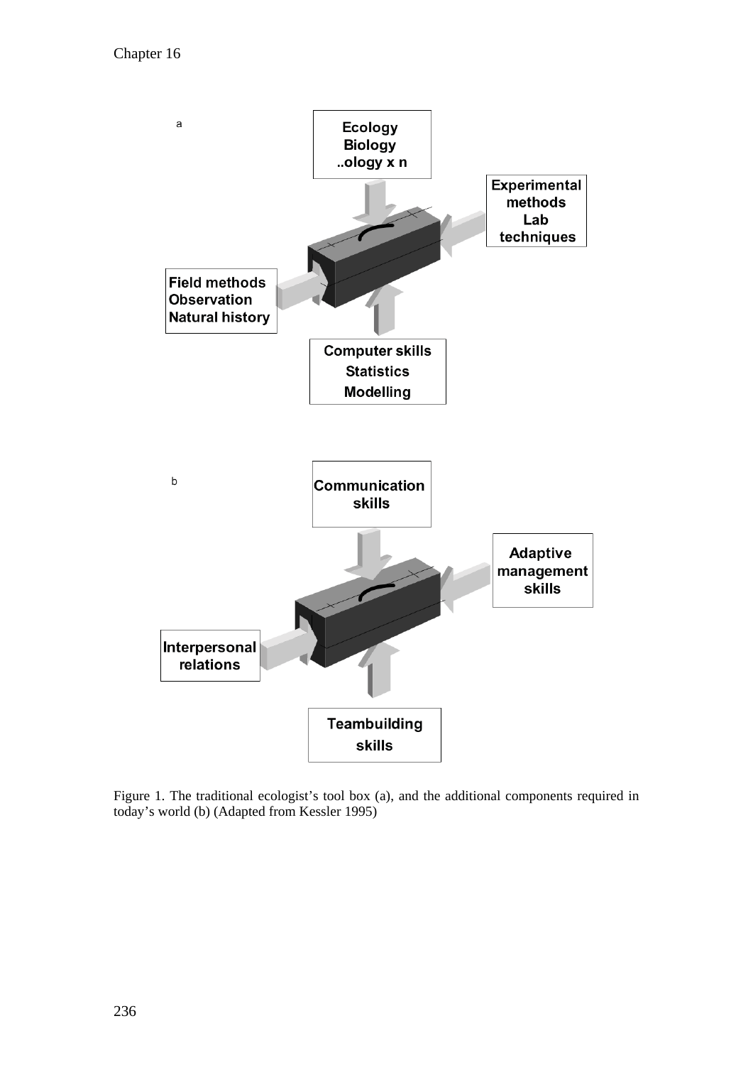a

Ecology
Biology
..ology x n

Experimental methods
Lab techniques

Field methods
Observation
Natural history

Computer skills
Statistics
Modelling

b

Communication skills

Adaptive management skills

Interpersonal relations

Teambuilding skills

Figure 1. The traditional ecologist's tool box (a), and the additional components required in today's world (b) (Adapted from Kessler 1995)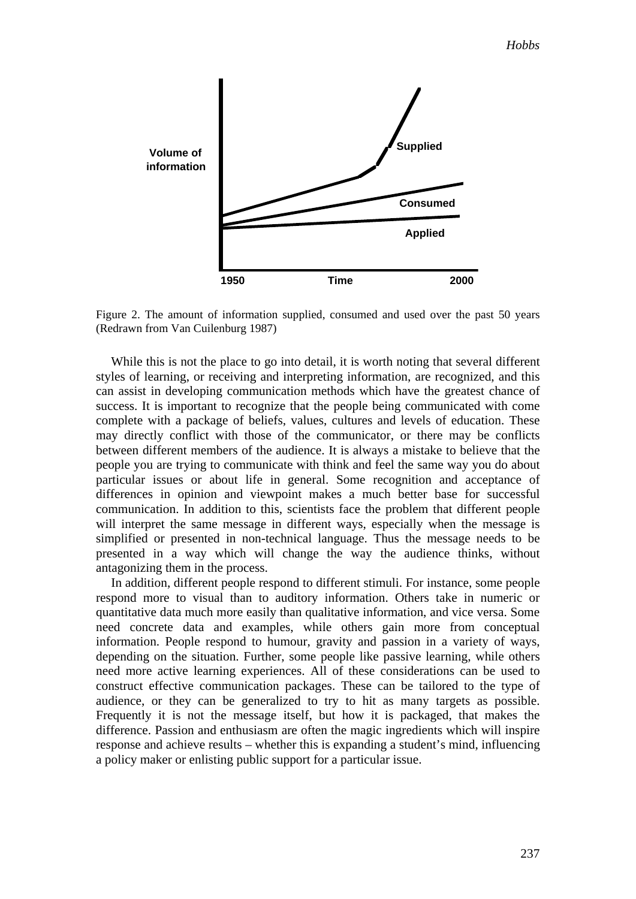Figure 2. The amount of information supplied, consumed and used over the past 50 years (Redrawn from Van Cuilenburg 1987)

While this is not the place to go into detail, it is worth noting that several different styles of learning, or receiving and interpreting information, are recognized, and this can assist in developing communication methods which have the greatest chance of success. It is important to recognize that the people being communicated with come complete with a package of beliefs, values, cultures and levels of education. These may directly conflict with those of the communicator, or there may be conflicts between different members of the audience. It is always a mistake to believe that the people you are trying to communicate with think and feel the same way you do about particular issues or about life in general. Some recognition and acceptance of differences in opinion and viewpoint makes a much better base for successful communication. In addition to this, scientists face the problem that different people will interpret the same message in different ways, especially when the message is simplified or presented in non-technical language. Thus the message needs to be presented in a way which will change the way the audience thinks, without antagonizing them in the process.

In addition, different people respond to different stimuli. For instance, some people respond more to visual than to auditory information. Others take in numeric or quantitative data much more easily than qualitative information, and vice versa. Some need concrete data and examples, while others gain more from conceptual information. People respond to humour, gravity and passion in a variety of ways, depending on the situation. Further, some people like passive learning, while others need more active learning experiences. All of these considerations can be used to construct effective communication packages. These can be tailored to the type of audience, or they can be generalized to try to hit as many targets as possible. Frequently it is not the message itself, but how it is packaged, that makes the difference. Passion and enthusiasm are often the magic ingredients which will inspire response and achieve results – whether this is expanding a student's mind, influencing a policy maker or enlisting public support for a particular issue.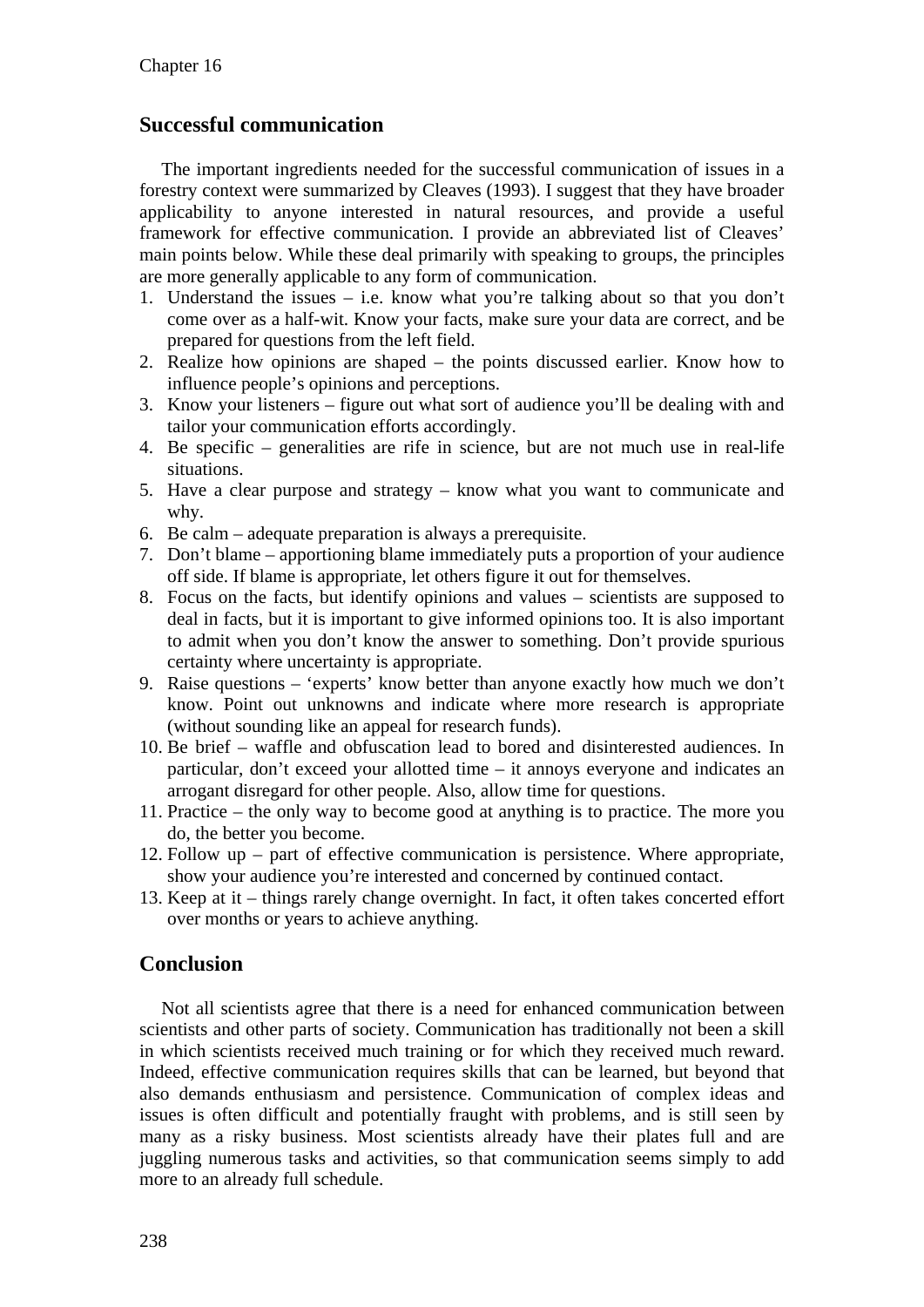## Successful communication

The important ingredients needed for the successful communication of issues in a forestry context were summarized by Cleaves (1993). I suggest that they have broader applicability to anyone interested in natural resources, and provide a useful framework for effective communication. I provide an abbreviated list of Cleaves' main points below. While these deal primarily with speaking to groups, the principles are more generally applicable to any form of communication.

1. Understand the issues – i.e. know what you're talking about so that you don't come over as a half-wit. Know your facts, make sure your data are correct, and be prepared for questions from the left field.
2. Realize how opinions are shaped – the points discussed earlier. Know how to influence people's opinions and perceptions.
3. Know your listeners – figure out what sort of audience you'll be dealing with and tailor your communication efforts accordingly.
4. Be specific – generalities are rife in science, but are not much use in real-life situations.
5. Have a clear purpose and strategy – know what you want to communicate and why.
6. Be calm – adequate preparation is always a prerequisite.
7. Don't blame – apportioning blame immediately puts a proportion of your audience off side. If blame is appropriate, let others figure it out for themselves.
8. Focus on the facts, but identify opinions and values – scientists are supposed to deal in facts, but it is important to give informed opinions too. It is also important to admit when you don't know the answer to something. Don't provide spurious certainty where uncertainty is appropriate.
9. Raise questions – 'experts' know better than anyone exactly how much we don't know. Point out unknowns and indicate where more research is appropriate (without sounding like an appeal for research funds).
10. Be brief – waffle and obfuscation lead to bored and disinterested audiences. In particular, don't exceed your allotted time – it annoys everyone and indicates an arrogant disregard for other people. Also, allow time for questions.
11. Practice – the only way to become good at anything is to practice. The more you do, the better you become.
12. Follow up – part of effective communication is persistence. Where appropriate, show your audience you're interested and concerned by continued contact.
13. Keep at it – things rarely change overnight. In fact, it often takes concerted effort over months or years to achieve anything.

## Conclusion

Not all scientists agree that there is a need for enhanced communication between scientists and other parts of society. Communication has traditionally not been a skill in which scientists received much training or for which they received much reward. Indeed, effective communication requires skills that can be learned, but beyond that also demands enthusiasm and persistence. Communication of complex ideas and issues is often difficult and potentially fraught with problems, and is still seen by many as a risky business. Most scientists already have their plates full and are juggling numerous tasks and activities, so that communication seems simply to add more to an already full schedule.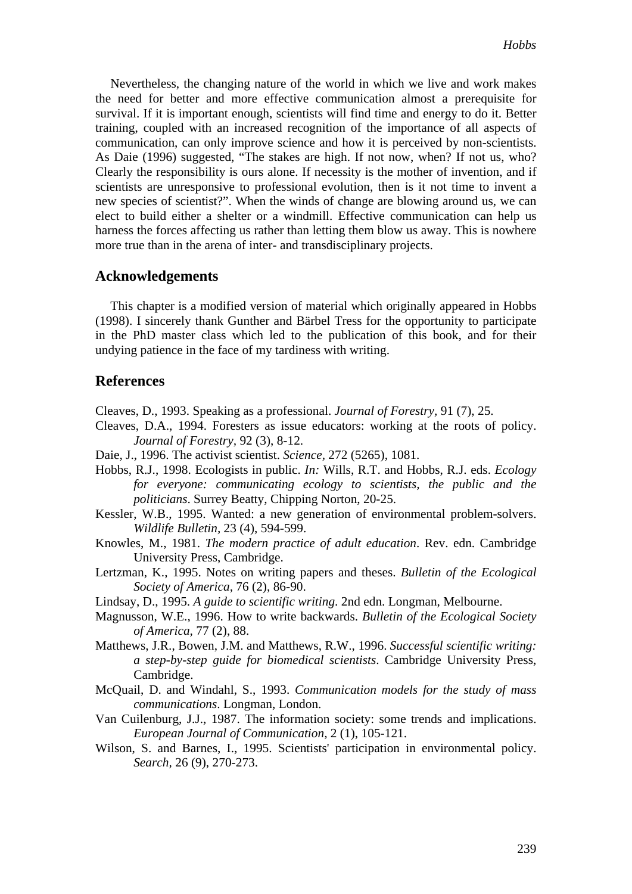Nevertheless, the changing nature of the world in which we live and work makes the need for better and more effective communication almost a prerequisite for survival. If it is important enough, scientists will find time and energy to do it. Better training, coupled with an increased recognition of the importance of all aspects of communication, can only improve science and how it is perceived by non-scientists. As Daie (1996) suggested, "The stakes are high. If not now, when? If not us, who? Clearly the responsibility is ours alone. If necessity is the mother of invention, and if scientists are unresponsive to professional evolution, then is it not time to invent a new species of scientist?". When the winds of change are blowing around us, we can elect to build either a shelter or a windmill. Effective communication can help us harness the forces affecting us rather than letting them blow us away. This is nowhere more true than in the arena of inter- and transdisciplinary projects.

## Acknowledgements

This chapter is a modified version of material which originally appeared in Hobbs (1998). I sincerely thank Gunther and Bärbel Tress for the opportunity to participate in the PhD master class which led to the publication of this book, and for their undying patience in the face of my tardiness with writing.

## References

Cleaves, D., 1993. Speaking as a professional. *Journal of Forestry*, 91 (7), 25.

Cleaves, D.A., 1994. Foresters as issue educators: working at the roots of policy. *Journal of Forestry*, 92 (3), 8-12.

Daie, J., 1996. The activist scientist. *Science*, 272 (5265), 1081.

Hobbs, R.J., 1998. Ecologists in public. *In:* Wills, R.T. and Hobbs, R.J. eds. *Ecology for everyone: communicating ecology to scientists, the public and the politicians*. Surrey Beatty, Chipping Norton, 20-25.

Kessler, W.B., 1995. Wanted: a new generation of environmental problem-solvers. *Wildlife Bulletin*, 23 (4), 594-599.

Knowles, M., 1981. *The modern practice of adult education*. Rev. edn. Cambridge University Press, Cambridge.

Lertzman, K., 1995. Notes on writing papers and theses. *Bulletin of the Ecological Society of America*, 76 (2), 86-90.

Lindsay, D., 1995. *A guide to scientific writing*. 2nd edn. Longman, Melbourne.

Magnusson, W.E., 1996. How to write backwards. *Bulletin of the Ecological Society of America*, 77 (2), 88.

Matthews, J.R., Bowen, J.M. and Matthews, R.W., 1996. *Successful scientific writing: a step-by-step guide for biomedical scientists*. Cambridge University Press, Cambridge.

McQuail, D. and Windahl, S., 1993. *Communication models for the study of mass communications*. Longman, London.

Van Cuilenburg, J.J., 1987. The information society: some trends and implications. *European Journal of Communication*, 2 (1), 105-121.

Wilson, S. and Barnes, I., 1995. Scientists' participation in environmental policy. *Search*, 26 (9), 270-273.